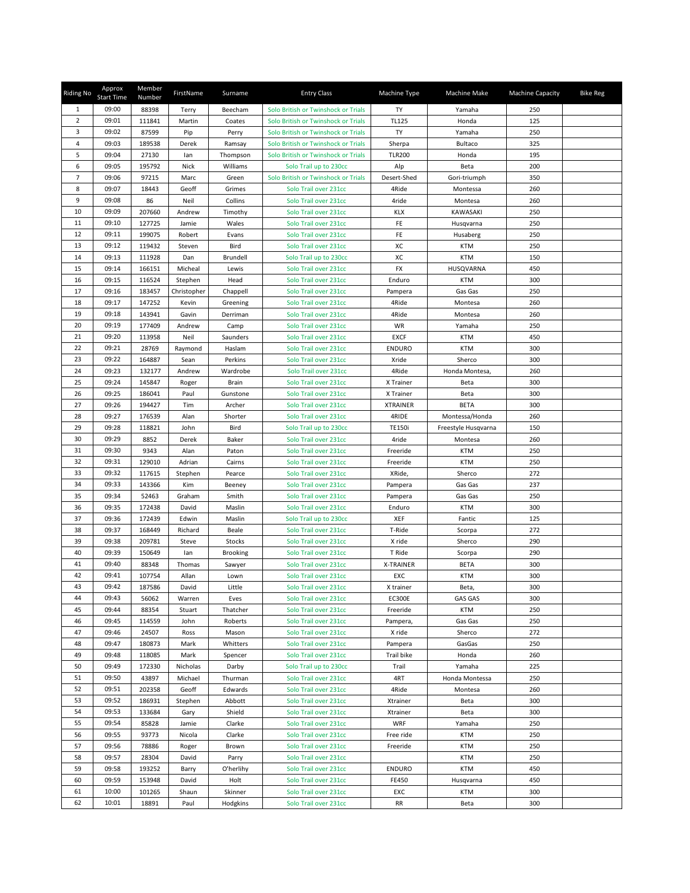| Riding No | Approx Start Time | Member Number | FirstName | Surname | Entry Class | Machine Type | Machine Make | Machine Capacity | Bike Reg |
|---|---|---|---|---|---|---|---|---|---|
| 1 | 09:00 | 88398 | Terry | Beecham | Solo British or Twinshock or Trials | TY | Yamaha | 250 | |
| 2 | 09:01 | 111841 | Martin | Coates | Solo British or Twinshock or Trials | TL125 | Honda | 125 | |
| 3 | 09:02 | 87599 | Pip | Perry | Solo British or Twinshock or Trials | TY | Yamaha | 250 | |
| 4 | 09:03 | 189538 | Derek | Ramsay | Solo British or Twinshock or Trials | Sherpa | Bultaco | 325 | |
| 5 | 09:04 | 27130 | Ian | Thompson | Solo British or Twinshock or Trials | TLR200 | Honda | 195 | |
| 6 | 09:05 | 195792 | Nick | Williams | Solo Trail up to 230cc | Alp | Beta | 200 | |
| 7 | 09:06 | 97215 | Marc | Green | Solo British or Twinshock or Trials | Desert-Shed | Gori-triumph | 350 | |
| 8 | 09:07 | 18443 | Geoff | Grimes | Solo Trail over 231cc | 4Ride | Montessa | 260 | |
| 9 | 09:08 | 86 | Neil | Collins | Solo Trail over 231cc | 4ride | Montesa | 260 | |
| 10 | 09:09 | 207660 | Andrew | Timothy | Solo Trail over 231cc | KLX | KAWASAKI | 250 | |
| 11 | 09:10 | 127725 | Jamie | Wales | Solo Trail over 231cc | FE | Husqvarna | 250 | |
| 12 | 09:11 | 199075 | Robert | Evans | Solo Trail over 231cc | FE | Husaberg | 250 | |
| 13 | 09:12 | 119432 | Steven | Bird | Solo Trail over 231cc | XC | KTM | 250 | |
| 14 | 09:13 | 111928 | Dan | Brundell | Solo Trail up to 230cc | XC | KTM | 150 | |
| 15 | 09:14 | 166151 | Micheal | Lewis | Solo Trail over 231cc | FX | HUSQVARNA | 450 | |
| 16 | 09:15 | 116524 | Stephen | Head | Solo Trail over 231cc | Enduro | KTM | 300 | |
| 17 | 09:16 | 183457 | Christopher | Chappell | Solo Trail over 231cc | Pampera | Gas Gas | 250 | |
| 18 | 09:17 | 147252 | Kevin | Greening | Solo Trail over 231cc | 4Ride | Montesa | 260 | |
| 19 | 09:18 | 143941 | Gavin | Derriman | Solo Trail over 231cc | 4Ride | Montesa | 260 | |
| 20 | 09:19 | 177409 | Andrew | Camp | Solo Trail over 231cc | WR | Yamaha | 250 | |
| 21 | 09:20 | 113958 | Neil | Saunders | Solo Trail over 231cc | EXCF | KTM | 450 | |
| 22 | 09:21 | 28769 | Raymond | Haslam | Solo Trail over 231cc | ENDURO | KTM | 300 | |
| 23 | 09:22 | 164887 | Sean | Perkins | Solo Trail over 231cc | Xride | Sherco | 300 | |
| 24 | 09:23 | 132177 | Andrew | Wardrobe | Solo Trail over 231cc | 4Ride | Honda Montesa, | 260 | |
| 25 | 09:24 | 145847 | Roger | Brain | Solo Trail over 231cc | X Trainer | Beta | 300 | |
| 26 | 09:25 | 186041 | Paul | Gunstone | Solo Trail over 231cc | X Trainer | Beta | 300 | |
| 27 | 09:26 | 194427 | Tim | Archer | Solo Trail over 231cc | XTRAINER | BETA | 300 | |
| 28 | 09:27 | 176539 | Alan | Shorter | Solo Trail over 231cc | 4RIDE | Montessa/Honda | 260 | |
| 29 | 09:28 | 118821 | John | Bird | Solo Trail up to 230cc | TE150i | Freestyle Husqvarna | 150 | |
| 30 | 09:29 | 8852 | Derek | Baker | Solo Trail over 231cc | 4ride | Montesa | 260 | |
| 31 | 09:30 | 9343 | Alan | Paton | Solo Trail over 231cc | Freeride | KTM | 250 | |
| 32 | 09:31 | 129010 | Adrian | Cairns | Solo Trail over 231cc | Freeride | KTM | 250 | |
| 33 | 09:32 | 117615 | Stephen | Pearce | Solo Trail over 231cc | XRide, | Sherco | 272 | |
| 34 | 09:33 | 143366 | Kim | Beeney | Solo Trail over 231cc | Pampera | Gas Gas | 237 | |
| 35 | 09:34 | 52463 | Graham | Smith | Solo Trail over 231cc | Pampera | Gas Gas | 250 | |
| 36 | 09:35 | 172438 | David | Maslin | Solo Trail over 231cc | Enduro | KTM | 300 | |
| 37 | 09:36 | 172439 | Edwin | Maslin | Solo Trail up to 230cc | XEF | Fantic | 125 | |
| 38 | 09:37 | 168449 | Richard | Beale | Solo Trail over 231cc | T-Ride | Scorpa | 272 | |
| 39 | 09:38 | 209781 | Steve | Stocks | Solo Trail over 231cc | X ride | Sherco | 290 | |
| 40 | 09:39 | 150649 | Ian | Brooking | Solo Trail over 231cc | T Ride | Scorpa | 290 | |
| 41 | 09:40 | 88348 | Thomas | Sawyer | Solo Trail over 231cc | X-TRAINER | BETA | 300 | |
| 42 | 09:41 | 107754 | Allan | Lown | Solo Trail over 231cc | EXC | KTM | 300 | |
| 43 | 09:42 | 187586 | David | Little | Solo Trail over 231cc | X trainer | Beta, | 300 | |
| 44 | 09:43 | 56062 | Warren | Eves | Solo Trail over 231cc | EC300E | GAS GAS | 300 | |
| 45 | 09:44 | 88354 | Stuart | Thatcher | Solo Trail over 231cc | Freeride | KTM | 250 | |
| 46 | 09:45 | 114559 | John | Roberts | Solo Trail over 231cc | Pampera, | Gas Gas | 250 | |
| 47 | 09:46 | 24507 | Ross | Mason | Solo Trail over 231cc | X ride | Sherco | 272 | |
| 48 | 09:47 | 180873 | Mark | Whitters | Solo Trail over 231cc | Pampera | GasGas | 250 | |
| 49 | 09:48 | 118085 | Mark | Spencer | Solo Trail over 231cc | Trail bike | Honda | 260 | |
| 50 | 09:49 | 172330 | Nicholas | Darby | Solo Trail up to 230cc | Trail | Yamaha | 225 | |
| 51 | 09:50 | 43897 | Michael | Thurman | Solo Trail over 231cc | 4RT | Honda Montessa | 250 | |
| 52 | 09:51 | 202358 | Geoff | Edwards | Solo Trail over 231cc | 4Ride | Montesa | 260 | |
| 53 | 09:52 | 186931 | Stephen | Abbott | Solo Trail over 231cc | Xtrainer | Beta | 300 | |
| 54 | 09:53 | 133684 | Gary | Shield | Solo Trail over 231cc | Xtrainer | Beta | 300 | |
| 55 | 09:54 | 85828 | Jamie | Clarke | Solo Trail over 231cc | WRF | Yamaha | 250 | |
| 56 | 09:55 | 93773 | Nicola | Clarke | Solo Trail over 231cc | Free ride | KTM | 250 | |
| 57 | 09:56 | 78886 | Roger | Brown | Solo Trail over 231cc | Freeride | KTM | 250 | |
| 58 | 09:57 | 28304 | David | Parry | Solo Trail over 231cc | | KTM | 250 | |
| 59 | 09:58 | 193252 | Barry | O'herlihy | Solo Trail over 231cc | ENDURO | KTM | 450 | |
| 60 | 09:59 | 153948 | David | Holt | Solo Trail over 231cc | FE450 | Husqvarna | 450 | |
| 61 | 10:00 | 101265 | Shaun | Skinner | Solo Trail over 231cc | EXC | KTM | 300 | |
| 62 | 10:01 | 18891 | Paul | Hodgkins | Solo Trail over 231cc | RR | Beta | 300 | |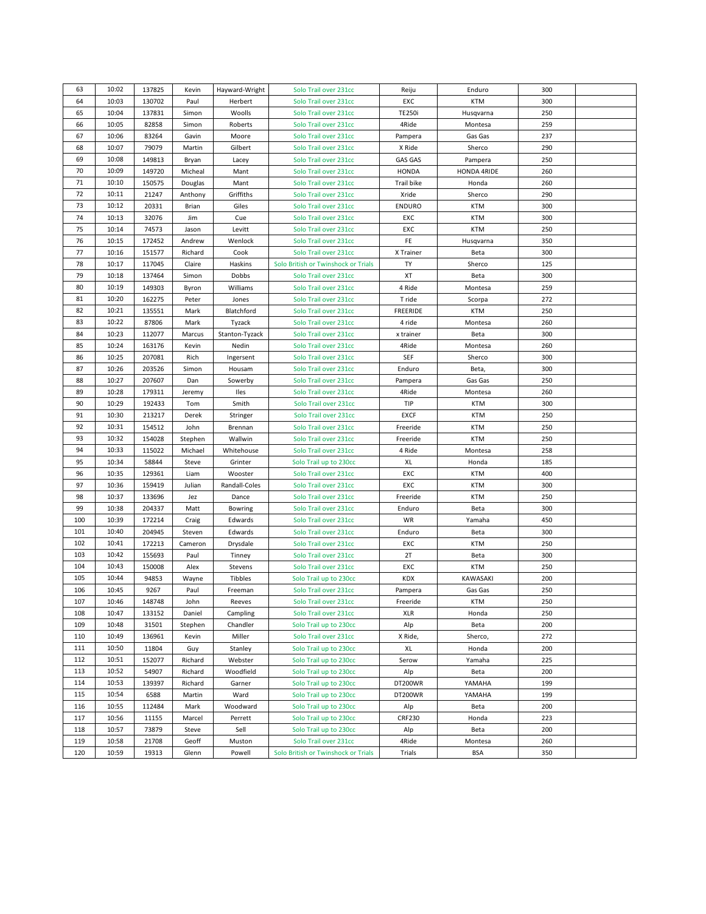| | | | | | | | | | |
|---|---|---|---|---|---|---|---|---|---|
| 63 | 10:02 | 137825 | Kevin | Hayward-Wright | Solo Trail over 231cc | Reiju | Enduro | 300 | |
| 64 | 10:03 | 130702 | Paul | Herbert | Solo Trail over 231cc | EXC | KTM | 300 | |
| 65 | 10:04 | 137831 | Simon | Woolls | Solo Trail over 231cc | TE250i | Husqvarna | 250 | |
| 66 | 10:05 | 82858 | Simon | Roberts | Solo Trail over 231cc | 4Ride | Montesa | 259 | |
| 67 | 10:06 | 83264 | Gavin | Moore | Solo Trail over 231cc | Pampera | Gas Gas | 237 | |
| 68 | 10:07 | 79079 | Martin | Gilbert | Solo Trail over 231cc | X Ride | Sherco | 290 | |
| 69 | 10:08 | 149813 | Bryan | Lacey | Solo Trail over 231cc | GAS GAS | Pampera | 250 | |
| 70 | 10:09 | 149720 | Micheal | Mant | Solo Trail over 231cc | HONDA | HONDA 4RIDE | 260 | |
| 71 | 10:10 | 150575 | Douglas | Mant | Solo Trail over 231cc | Trail bike | Honda | 260 | |
| 72 | 10:11 | 21247 | Anthony | Griffiths | Solo Trail over 231cc | Xride | Sherco | 290 | |
| 73 | 10:12 | 20331 | Brian | Giles | Solo Trail over 231cc | ENDURO | KTM | 300 | |
| 74 | 10:13 | 32076 | Jim | Cue | Solo Trail over 231cc | EXC | KTM | 300 | |
| 75 | 10:14 | 74573 | Jason | Levitt | Solo Trail over 231cc | EXC | KTM | 250 | |
| 76 | 10:15 | 172452 | Andrew | Wenlock | Solo Trail over 231cc | FE | Husqvarna | 350 | |
| 77 | 10:16 | 151577 | Richard | Cook | Solo Trail over 231cc | X Trainer | Beta | 300 | |
| 78 | 10:17 | 117045 | Claire | Haskins | Solo British or Twinshock or Trials | TY | Sherco | 125 | |
| 79 | 10:18 | 137464 | Simon | Dobbs | Solo Trail over 231cc | XT | Beta | 300 | |
| 80 | 10:19 | 149303 | Byron | Williams | Solo Trail over 231cc | 4 Ride | Montesa | 259 | |
| 81 | 10:20 | 162275 | Peter | Jones | Solo Trail over 231cc | T ride | Scorpa | 272 | |
| 82 | 10:21 | 135551 | Mark | Blatchford | Solo Trail over 231cc | FREERIDE | KTM | 250 | |
| 83 | 10:22 | 87806 | Mark | Tyzack | Solo Trail over 231cc | 4 ride | Montesa | 260 | |
| 84 | 10:23 | 112077 | Marcus | Stanton-Tyzack | Solo Trail over 231cc | x trainer | Beta | 300 | |
| 85 | 10:24 | 163176 | Kevin | Nedin | Solo Trail over 231cc | 4Ride | Montesa | 260 | |
| 86 | 10:25 | 207081 | Rich | Ingersent | Solo Trail over 231cc | SEF | Sherco | 300 | |
| 87 | 10:26 | 203526 | Simon | Housam | Solo Trail over 231cc | Enduro | Beta, | 300 | |
| 88 | 10:27 | 207607 | Dan | Sowerby | Solo Trail over 231cc | Pampera | Gas Gas | 250 | |
| 89 | 10:28 | 179311 | Jeremy | Iles | Solo Trail over 231cc | 4Ride | Montesa | 260 | |
| 90 | 10:29 | 192433 | Tom | Smith | Solo Trail over 231cc | TIP | KTM | 300 | |
| 91 | 10:30 | 213217 | Derek | Stringer | Solo Trail over 231cc | EXCF | KTM | 250 | |
| 92 | 10:31 | 154512 | John | Brennan | Solo Trail over 231cc | Freeride | KTM | 250 | |
| 93 | 10:32 | 154028 | Stephen | Wallwin | Solo Trail over 231cc | Freeride | KTM | 250 | |
| 94 | 10:33 | 115022 | Michael | Whitehouse | Solo Trail over 231cc | 4 Ride | Montesa | 258 | |
| 95 | 10:34 | 58844 | Steve | Grinter | Solo Trail up to 230cc | XL | Honda | 185 | |
| 96 | 10:35 | 129361 | Liam | Wooster | Solo Trail over 231cc | EXC | KTM | 400 | |
| 97 | 10:36 | 159419 | Julian | Randall-Coles | Solo Trail over 231cc | EXC | KTM | 300 | |
| 98 | 10:37 | 133696 | Jez | Dance | Solo Trail over 231cc | Freeride | KTM | 250 | |
| 99 | 10:38 | 204337 | Matt | Bowring | Solo Trail over 231cc | Enduro | Beta | 300 | |
| 100 | 10:39 | 172214 | Craig | Edwards | Solo Trail over 231cc | WR | Yamaha | 450 | |
| 101 | 10:40 | 204945 | Steven | Edwards | Solo Trail over 231cc | Enduro | Beta | 300 | |
| 102 | 10:41 | 172213 | Cameron | Drysdale | Solo Trail over 231cc | EXC | KTM | 250 | |
| 103 | 10:42 | 155693 | Paul | Tinney | Solo Trail over 231cc | 2T | Beta | 300 | |
| 104 | 10:43 | 150008 | Alex | Stevens | Solo Trail over 231cc | EXC | KTM | 250 | |
| 105 | 10:44 | 94853 | Wayne | Tibbles | Solo Trail up to 230cc | KDX | KAWASAKI | 200 | |
| 106 | 10:45 | 9267 | Paul | Freeman | Solo Trail over 231cc | Pampera | Gas Gas | 250 | |
| 107 | 10:46 | 148748 | John | Reeves | Solo Trail over 231cc | Freeride | KTM | 250 | |
| 108 | 10:47 | 133152 | Daniel | Campling | Solo Trail over 231cc | XLR | Honda | 250 | |
| 109 | 10:48 | 31501 | Stephen | Chandler | Solo Trail up to 230cc | Alp | Beta | 200 | |
| 110 | 10:49 | 136961 | Kevin | Miller | Solo Trail over 231cc | X Ride, | Sherco, | 272 | |
| 111 | 10:50 | 11804 | Guy | Stanley | Solo Trail up to 230cc | XL | Honda | 200 | |
| 112 | 10:51 | 152077 | Richard | Webster | Solo Trail up to 230cc | Serow | Yamaha | 225 | |
| 113 | 10:52 | 54907 | Richard | Woodfield | Solo Trail up to 230cc | Alp | Beta | 200 | |
| 114 | 10:53 | 139397 | Richard | Garner | Solo Trail up to 230cc | DT200WR | YAMAHA | 199 | |
| 115 | 10:54 | 6588 | Martin | Ward | Solo Trail up to 230cc | DT200WR | YAMAHA | 199 | |
| 116 | 10:55 | 112484 | Mark | Woodward | Solo Trail up to 230cc | Alp | Beta | 200 | |
| 117 | 10:56 | 11155 | Marcel | Perrett | Solo Trail up to 230cc | CRF230 | Honda | 223 | |
| 118 | 10:57 | 73879 | Steve | Sell | Solo Trail up to 230cc | Alp | Beta | 200 | |
| 119 | 10:58 | 21708 | Geoff | Muston | Solo Trail over 231cc | 4Ride | Montesa | 260 | |
| 120 | 10:59 | 19313 | Glenn | Powell | Solo British or Twinshock or Trials | Trials | BSA | 350 | |